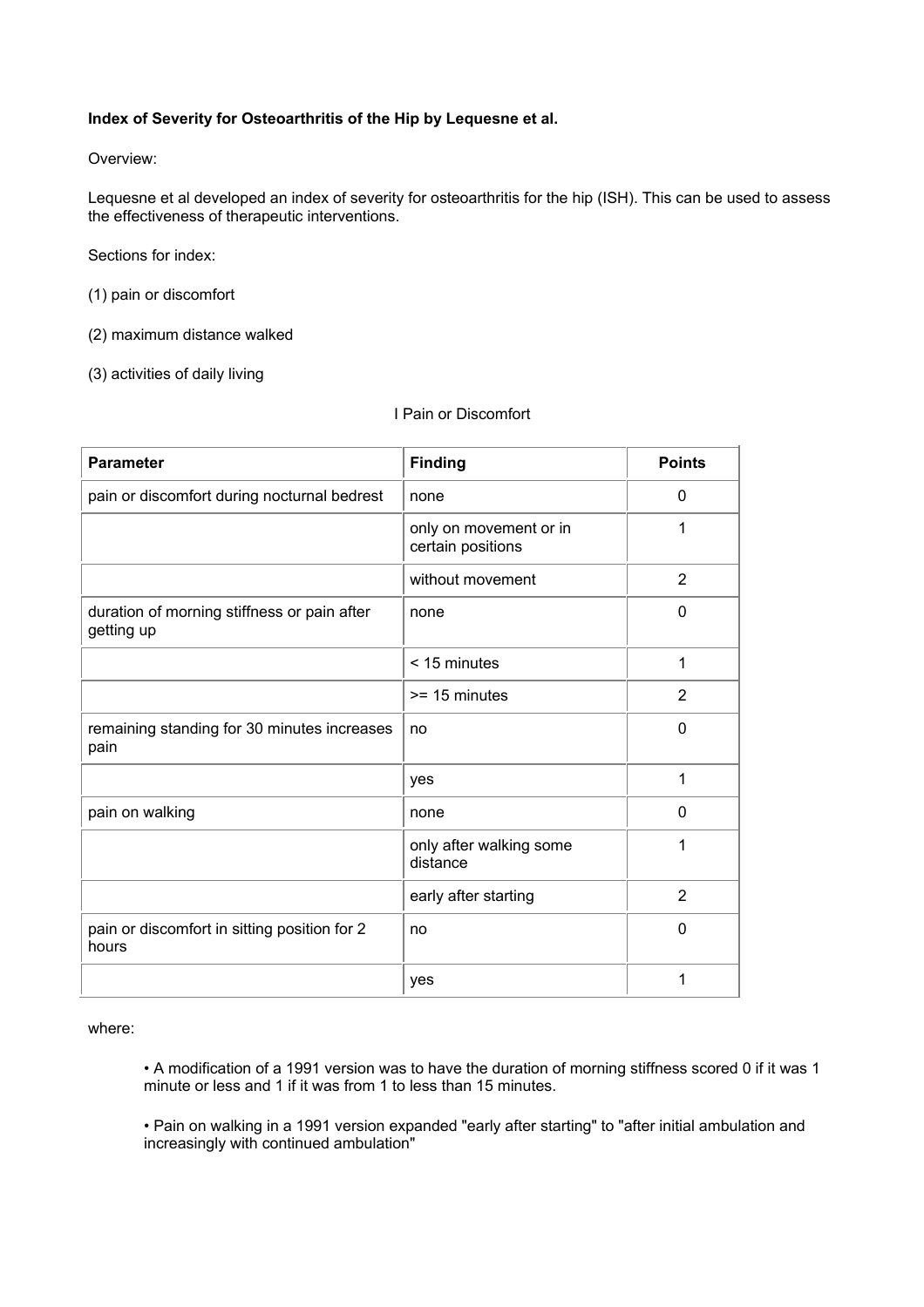**Index of Severity for Osteoarthritis of the Hip by Lequesne et al.**

Overview:

Lequesne et al developed an index of severity for osteoarthritis for the hip (ISH). This can be used to assess the effectiveness of therapeutic interventions.

Sections for index:

(1) pain or discomfort

(2) maximum distance walked

(3) activities of daily living

I Pain or Discomfort

| Parameter | Finding | Points |
|---|---|---|
| pain or discomfort during nocturnal bedrest | none | 0 |
| | only on movement or in certain positions | 1 |
| | without movement | 2 |
| duration of morning stiffness or pain after getting up | none | 0 |
| | < 15 minutes | 1 |
| | >= 15 minutes | 2 |
| remaining standing for 30 minutes increases pain | no | 0 |
| | yes | 1 |
| pain on walking | none | 0 |
| | only after walking some distance | 1 |
| | early after starting | 2 |
| pain or discomfort in sitting position for 2 hours | no | 0 |
| | yes | 1 |

where:

- A modification of a 1991 version was to have the duration of morning stiffness scored 0 if it was 1 minute or less and 1 if it was from 1 to less than 15 minutes.
- Pain on walking in a 1991 version expanded "early after starting" to "after initial ambulation and increasingly with continued ambulation"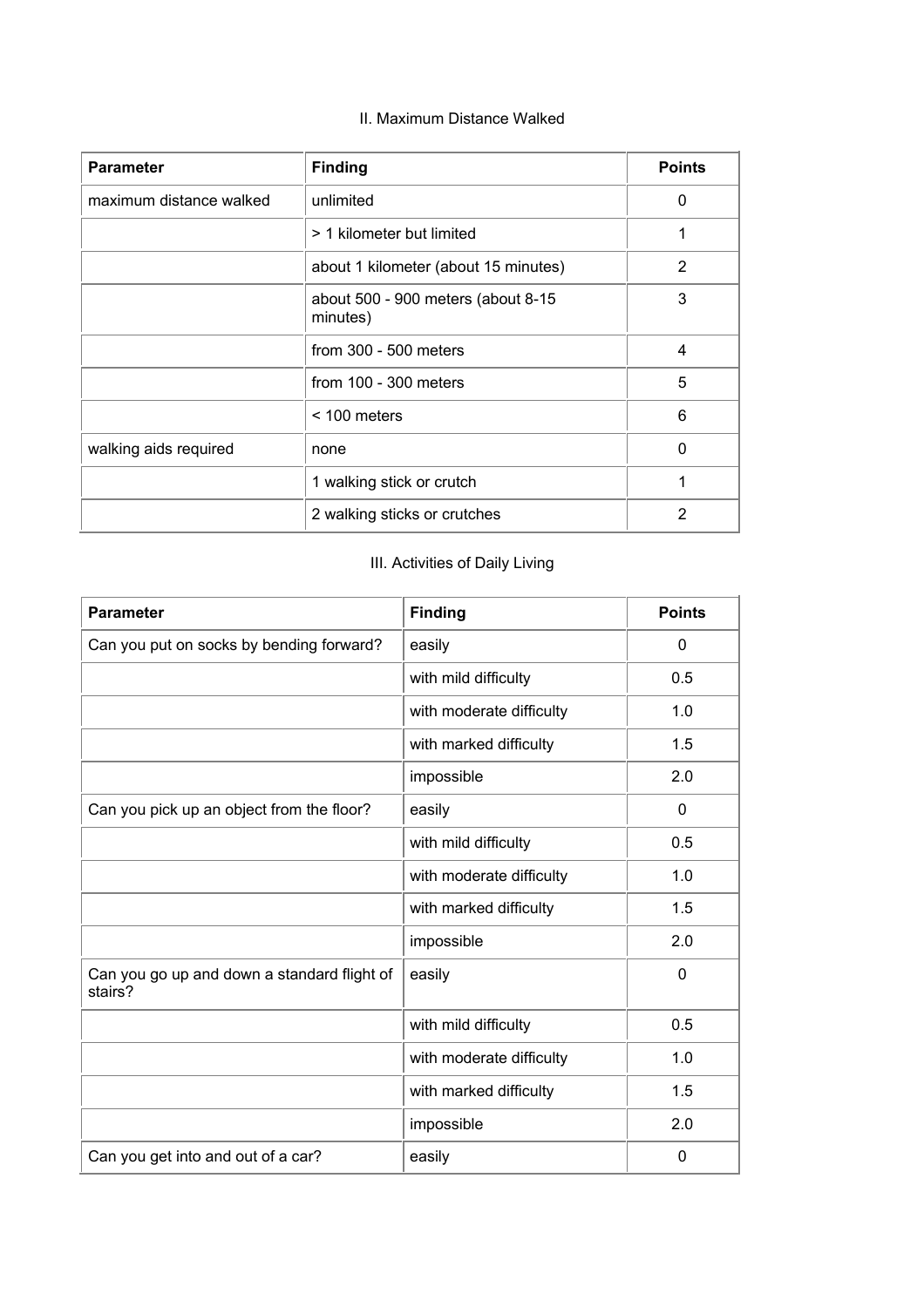## II. Maximum Distance Walked

| Parameter | Finding | Points |
|---|---|---|
| maximum distance walked | unlimited | 0 |
| | > 1 kilometer but limited | 1 |
| | about 1 kilometer (about 15 minutes) | 2 |
| | about 500 - 900 meters (about 8-15 minutes) | 3 |
| | from 300 - 500 meters | 4 |
| | from 100 - 300 meters | 5 |
| | < 100 meters | 6 |
| walking aids required | none | 0 |
| | 1 walking stick or crutch | 1 |
| | 2 walking sticks or crutches | 2 |

## III. Activities of Daily Living

| Parameter | Finding | Points |
|---|---|---|
| Can you put on socks by bending forward? | easily | 0 |
| | with mild difficulty | 0.5 |
| | with moderate difficulty | 1.0 |
| | with marked difficulty | 1.5 |
| | impossible | 2.0 |
| Can you pick up an object from the floor? | easily | 0 |
| | with mild difficulty | 0.5 |
| | with moderate difficulty | 1.0 |
| | with marked difficulty | 1.5 |
| | impossible | 2.0 |
| Can you go up and down a standard flight of stairs? | easily | 0 |
| | with mild difficulty | 0.5 |
| | with moderate difficulty | 1.0 |
| | with marked difficulty | 1.5 |
| | impossible | 2.0 |
| Can you get into and out of a car? | easily | 0 |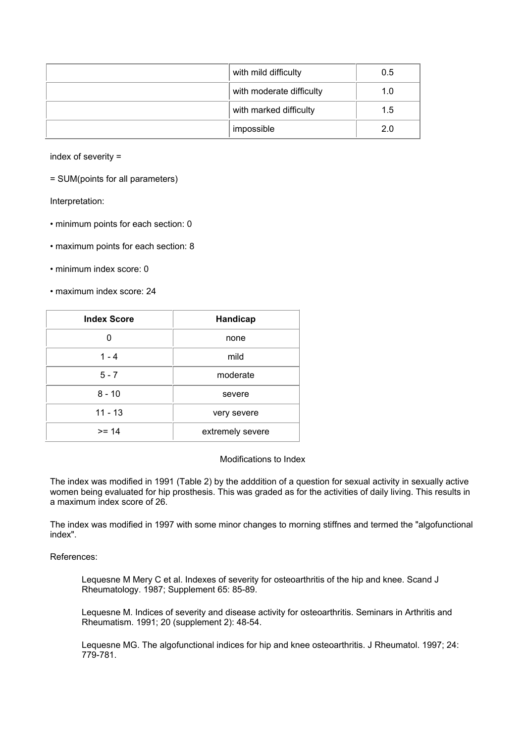| | | |
|---|---|---|
| | with mild difficulty | 0.5 |
| | with moderate difficulty | 1.0 |
| | with marked difficulty | 1.5 |
| | impossible | 2.0 |

index of severity =

= SUM(points for all parameters)

Interpretation:

- minimum points for each section: 0
- maximum points for each section: 8
- minimum index score: 0
- maximum index score: 24

| Index Score | Handicap |
|---|---|
| 0 | none |
| 1 - 4 | mild |
| 5 - 7 | moderate |
| 8 - 10 | severe |
| 11 - 13 | very severe |
| >= 14 | extremely severe |

Modifications to Index

The index was modified in 1991 (Table 2) by the adddition of a question for sexual activity in sexually active women being evaluated for hip prosthesis. This was graded as for the activities of daily living. This results in a maximum index score of 26.

The index was modified in 1997 with some minor changes to morning stiffnes and termed the "algofunctional index".

References:

Lequesne M Mery C et al. Indexes of severity for osteoarthritis of the hip and knee. Scand J Rheumatology. 1987; Supplement 65: 85-89.

Lequesne M. Indices of severity and disease activity for osteoarthritis. Seminars in Arthritis and Rheumatism. 1991; 20 (supplement 2): 48-54.

Lequesne MG. The algofunctional indices for hip and knee osteoarthritis. J Rheumatol. 1997; 24: 779-781.